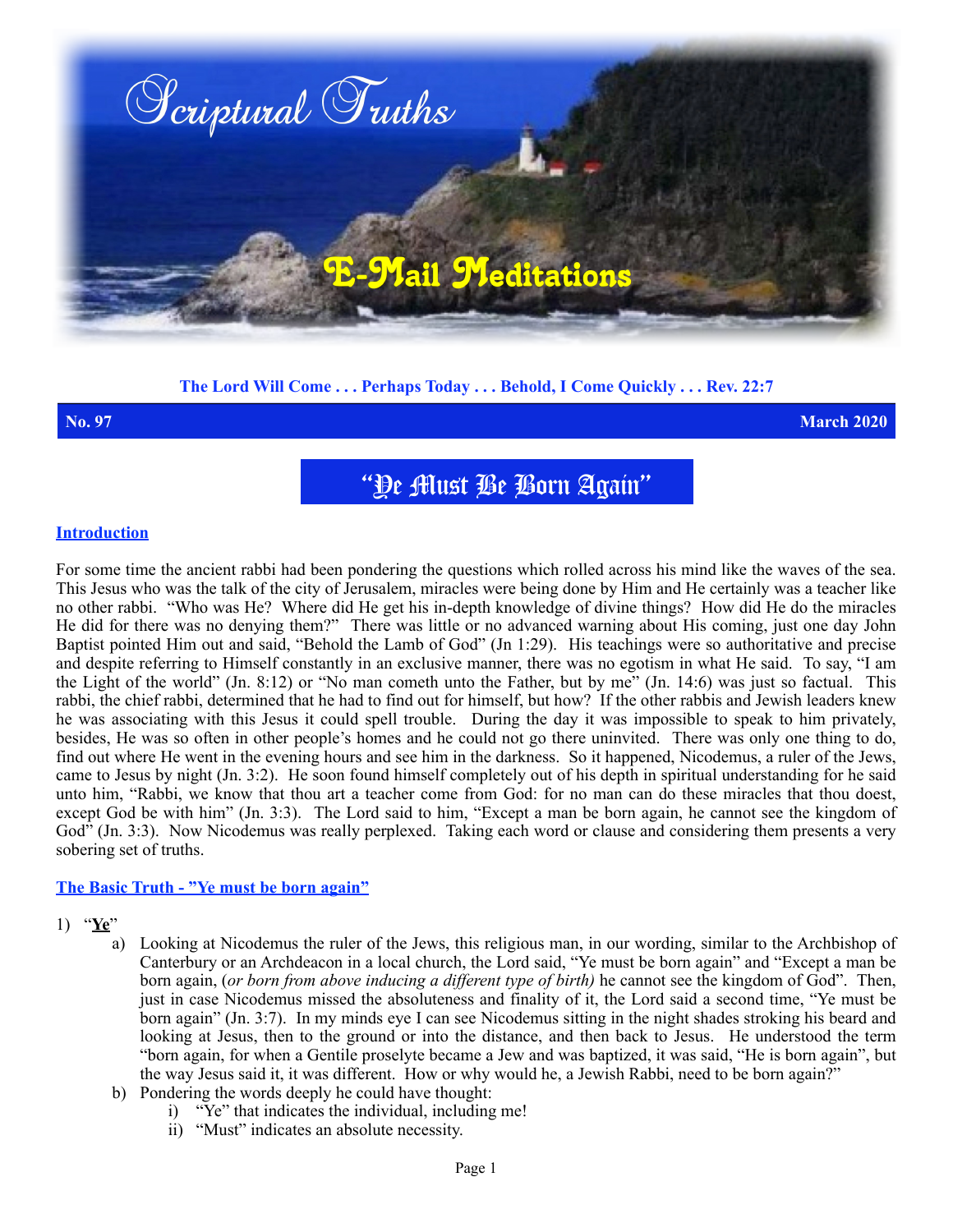# Scriptural Truths

## E-Mail Meditations

**The Lord Will Come . . . Perhaps Today . . . Behold, I Come Quickly . . . Rev. 22:7**

**No. 97** **March 2020**

# "Ye Must Be Born Again"

## Introduction

For some time the ancient rabbi had been pondering the questions which rolled across his mind like the waves of the sea. This Jesus who was the talk of the city of Jerusalem, miracles were being done by Him and He certainly was a teacher like no other rabbi. "Who was He? Where did He get his in-depth knowledge of divine things? How did He do the miracles He did for there was no denying them?" There was little or no advanced warning about His coming, just one day John Baptist pointed Him out and said, "Behold the Lamb of God" (Jn 1:29). His teachings were so authoritative and precise and despite referring to Himself constantly in an exclusive manner, there was no egotism in what He said. To say, "I am the Light of the world" (Jn. 8:12) or "No man cometh unto the Father, but by me" (Jn. 14:6) was just so factual. This rabbi, the chief rabbi, determined that he had to find out for himself, but how? If the other rabbis and Jewish leaders knew he was associating with this Jesus it could spell trouble. During the day it was impossible to speak to him privately, besides, He was so often in other people's homes and he could not go there uninvited. There was only one thing to do, find out where He went in the evening hours and see him in the darkness. So it happened, Nicodemus, a ruler of the Jews, came to Jesus by night (Jn. 3:2). He soon found himself completely out of his depth in spiritual understanding for he said unto him, "Rabbi, we know that thou art a teacher come from God: for no man can do these miracles that thou doest, except God be with him" (Jn. 3:3). The Lord said to him, "Except a man be born again, he cannot see the kingdom of God" (Jn. 3:3). Now Nicodemus was really perplexed. Taking each word or clause and considering them presents a very sobering set of truths.

## The Basic Truth - "Ye must be born again"

1) "**Ye**"
   a) Looking at Nicodemus the ruler of the Jews, this religious man, in our wording, similar to the Archbishop of Canterbury or an Archdeacon in a local church, the Lord said, "Ye must be born again" and "Except a man be born again, (*or born from above inducing a different type of birth)* he cannot see the kingdom of God". Then, just in case Nicodemus missed the absoluteness and finality of it, the Lord said a second time, "Ye must be born again" (Jn. 3:7). In my minds eye I can see Nicodemus sitting in the night shades stroking his beard and looking at Jesus, then to the ground or into the distance, and then back to Jesus. He understood the term "born again, for when a Gentile proselyte became a Jew and was baptized, it was said, "He is born again", but the way Jesus said it, it was different. How or why would he, a Jewish Rabbi, need to be born again?"
   b) Pondering the words deeply he could have thought:
      i) "Ye" that indicates the individual, including me!
      ii) "Must" indicates an absolute necessity.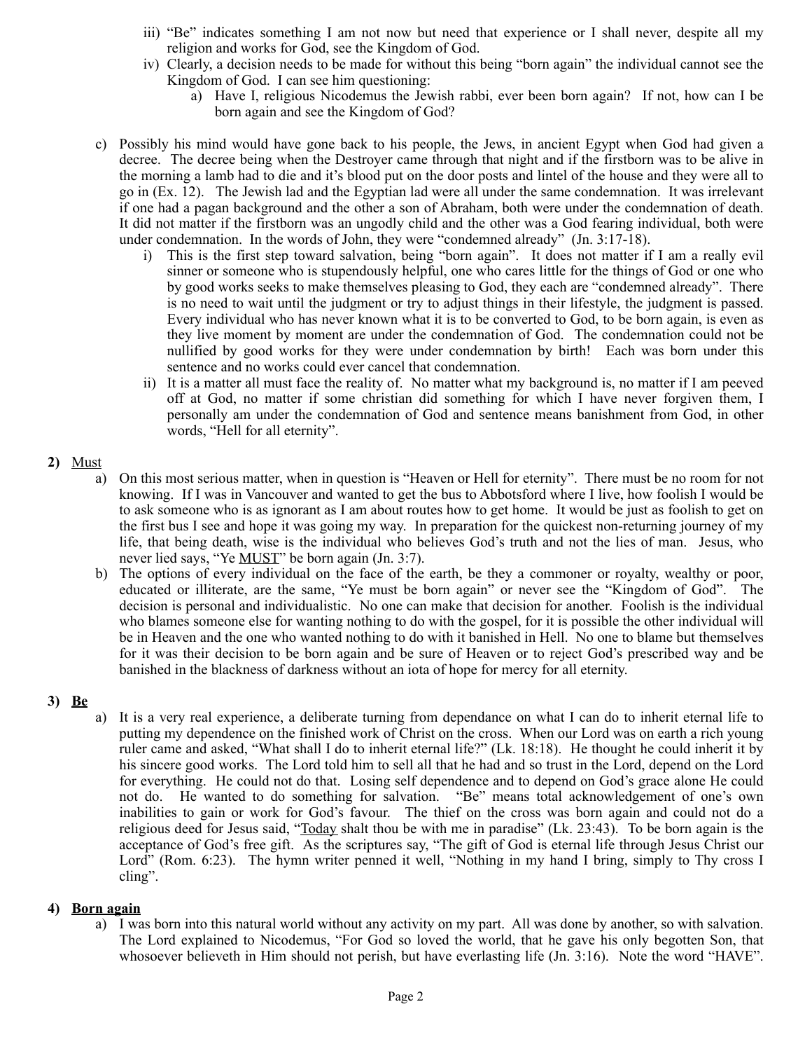- iii) "Be" indicates something I am not now but need that experience or I shall never, despite all my religion and works for God, see the Kingdom of God.
   - iv) Clearly, a decision needs to be made for without this being "born again" the individual cannot see the Kingdom of God. I can see him questioning:
     - a) Have I, religious Nicodemus the Jewish rabbi, ever been born again? If not, how can I be born again and see the Kingdom of God?

c) Possibly his mind would have gone back to his people, the Jews, in ancient Egypt when God had given a decree. The decree being when the Destroyer came through that night and if the firstborn was to be alive in the morning a lamb had to die and it's blood put on the door posts and lintel of the house and they were all to go in (Ex. 12). The Jewish lad and the Egyptian lad were all under the same condemnation. It was irrelevant if one had a pagan background and the other a son of Abraham, both were under the condemnation of death. It did not matter if the firstborn was an ungodly child and the other was a God fearing individual, both were under condemnation. In the words of John, they were "condemned already" (Jn. 3:17-18).
   - i) This is the first step toward salvation, being "born again". It does not matter if I am a really evil sinner or someone who is stupendously helpful, one who cares little for the things of God or one who by good works seeks to make themselves pleasing to God, they each are "condemned already". There is no need to wait until the judgment or try to adjust things in their lifestyle, the judgment is passed. Every individual who has never known what it is to be converted to God, to be born again, is even as they live moment by moment are under the condemnation of God. The condemnation could not be nullified by good works for they were under condemnation by birth! Each was born under this sentence and no works could ever cancel that condemnation.
   - ii) It is a matter all must face the reality of. No matter what my background is, no matter if I am peeved off at God, no matter if some christian did something for which I have never forgiven them, I personally am under the condemnation of God and sentence means banishment from God, in other words, "Hell for all eternity".

**2)** Must

a) On this most serious matter, when in question is "Heaven or Hell for eternity". There must be no room for not knowing. If I was in Vancouver and wanted to get the bus to Abbotsford where I live, how foolish I would be to ask someone who is as ignorant as I am about routes how to get home. It would be just as foolish to get on the first bus I see and hope it was going my way. In preparation for the quickest non-returning journey of my life, that being death, wise is the individual who believes God's truth and not the lies of man. Jesus, who never lied says, "Ye MUST" be born again (Jn. 3:7).

b) The options of every individual on the face of the earth, be they a commoner or royalty, wealthy or poor, educated or illiterate, are the same, "Ye must be born again" or never see the "Kingdom of God". The decision is personal and individualistic. No one can make that decision for another. Foolish is the individual who blames someone else for wanting nothing to do with the gospel, for it is possible the other individual will be in Heaven and the one who wanted nothing to do with it banished in Hell. No one to blame but themselves for it was their decision to be born again and be sure of Heaven or to reject God's prescribed way and be banished in the blackness of darkness without an iota of hope for mercy for all eternity.

**3) Be**

a) It is a very real experience, a deliberate turning from dependance on what I can do to inherit eternal life to putting my dependence on the finished work of Christ on the cross. When our Lord was on earth a rich young ruler came and asked, "What shall I do to inherit eternal life?" (Lk. 18:18). He thought he could inherit it by his sincere good works. The Lord told him to sell all that he had and so trust in the Lord, depend on the Lord for everything. He could not do that. Losing self dependence and to depend on God's grace alone He could not do. He wanted to do something for salvation. "Be" means total acknowledgement of one's own inabilities to gain or work for God's favour. The thief on the cross was born again and could not do a religious deed for Jesus said, "Today shalt thou be with me in paradise" (Lk. 23:43). To be born again is the acceptance of God's free gift. As the scriptures say, "The gift of God is eternal life through Jesus Christ our Lord" (Rom. 6:23). The hymn writer penned it well, "Nothing in my hand I bring, simply to Thy cross I cling".

**4) Born again**

a) I was born into this natural world without any activity on my part. All was done by another, so with salvation. The Lord explained to Nicodemus, "For God so loved the world, that he gave his only begotten Son, that whosoever believeth in Him should not perish, but have everlasting life (Jn. 3:16). Note the word "HAVE".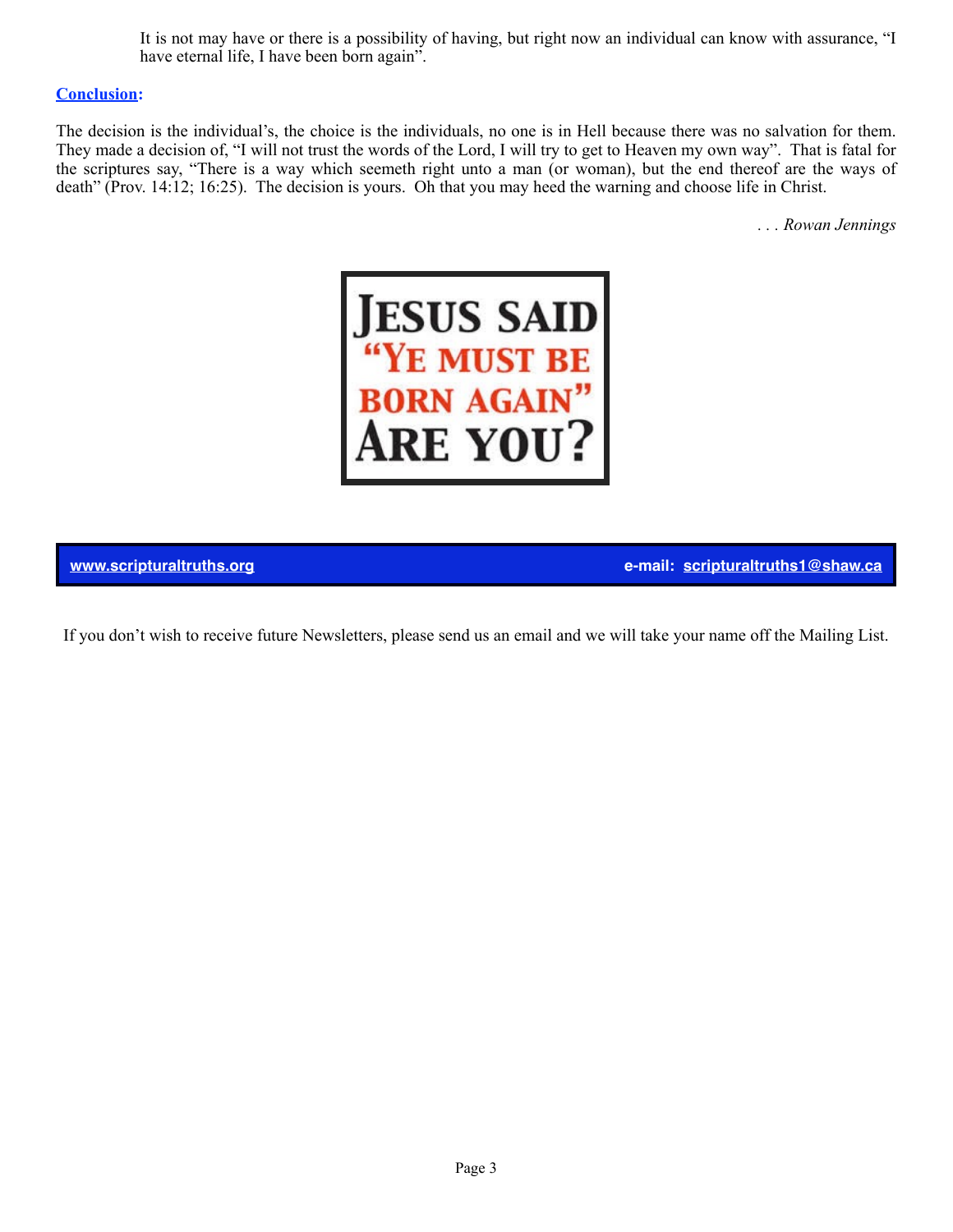It is not may have or there is a possibility of having, but right now an individual can know with assurance, "I have eternal life, I have been born again".

**Conclusion:**

The decision is the individual's, the choice is the individuals, no one is in Hell because there was no salvation for them. They made a decision of, "I will not trust the words of the Lord, I will try to get to Heaven my own way". That is fatal for the scriptures say, "There is a way which seemeth right unto a man (or woman), but the end thereof are the ways of death" (Prov. 14:12; 16:25). The decision is yours. Oh that you may heed the warning and choose life in Christ.

*. . . Rowan Jennings*

**JESUS SAID "YE MUST BE BORN AGAIN" ARE YOU?**

**www.scripturaltruths.org** **e-mail: scripturaltruths1@shaw.ca**

If you don't wish to receive future Newsletters, please send us an email and we will take your name off the Mailing List.